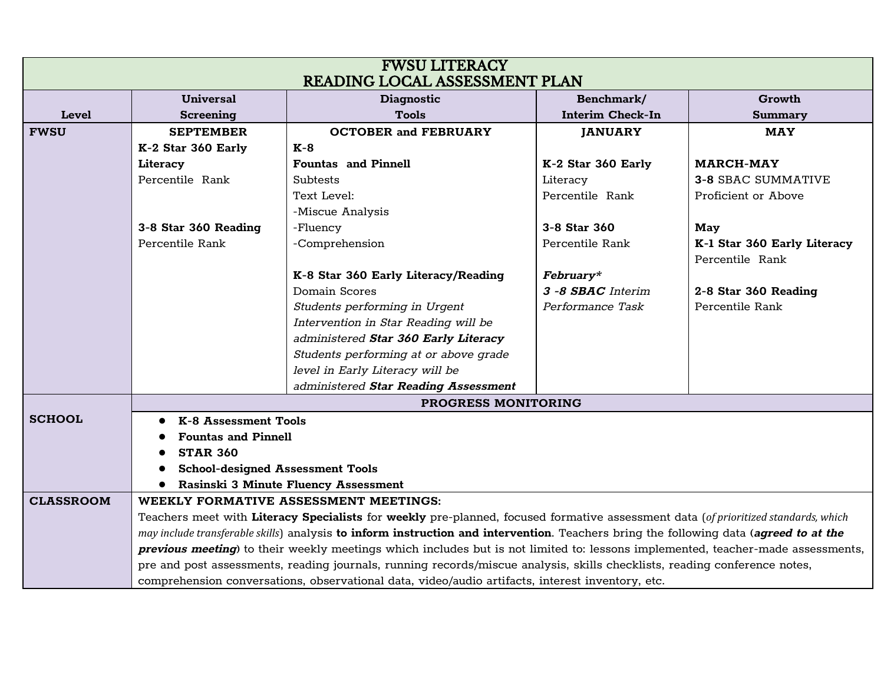# FWSU LITERACY
## READING LOCAL ASSESSMENT PLAN

| Level | Universal Screening | Diagnostic Tools | Benchmark/ Interim Check-In | Growth Summary |
|---|---|---|---|---|
| **FWSU** | **SEPTEMBER**<br>**K-2 Star 360 Early Literacy**<br>Percentile Rank<br><br>**3-8 Star 360 Reading**<br>Percentile Rank | **OCTOBER and FEBRUARY**<br>**K-8**<br>**Fountas and Pinnell**<br>Subtests<br>Text Level:<br>-Miscue Analysis<br>-Fluency<br>-Comprehension<br><br>**K-8 Star 360 Early Literacy/Reading**<br>Domain Scores<br>*Students performing in Urgent Intervention in Star Reading will be administered **Star 360 Early Literacy***<br>*Students performing at or above grade level in Early Literacy will be administered **Star Reading Assessment*** | **JANUARY**<br><br>**K-2 Star 360 Early** Literacy<br>Percentile Rank<br><br>**3-8 Star 360**<br>Percentile Rank<br><br>***February****<br>***3 -8 SBAC** Interim Performance Task* | **MAY**<br><br>**MARCH-MAY**<br>**3-8** SBAC SUMMATIVE<br>Proficient or Above<br><br>**May**<br>**K-1 Star 360 Early Literacy**<br>Percentile Rank<br><br>**2-8 Star 360 Reading**<br>Percentile Rank |
| **SCHOOL** | **PROGRESS MONITORING**<br>• **K-8 Assessment Tools**<br>• **Fountas and Pinnell**<br>• **STAR 360**<br>• **School-designed Assessment Tools**<br>• **Rasinski 3 Minute Fluency Assessment** | | | |
| **CLASSROOM** | **WEEKLY FORMATIVE ASSESSMENT MEETINGS:**<br>Teachers meet with **Literacy Specialists** for **weekly** pre-planned, focused formative assessment data (*of prioritized standards, which may include transferable skills*) analysis **to inform instruction and intervention**. Teachers bring the following data (***agreed to at the previous meeting***) to their weekly meetings which includes but is not limited to: lessons implemented, teacher-made assessments, pre and post assessments, reading journals, running records/miscue analysis, skills checklists, reading conference notes, comprehension conversations, observational data, video/audio artifacts, interest inventory, etc. | | | |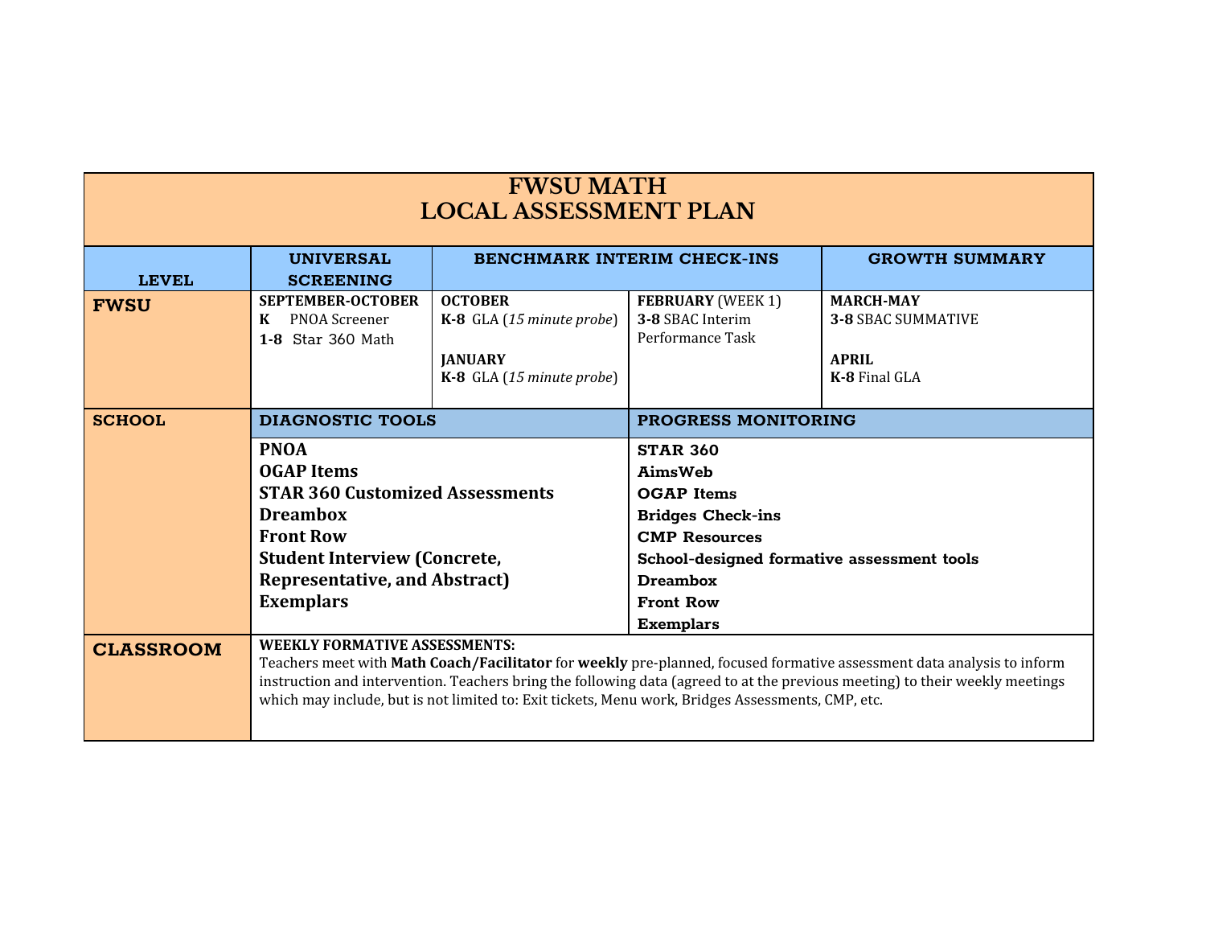# FWSU MATH
# LOCAL ASSESSMENT PLAN

| LEVEL | UNIVERSAL SCREENING | BENCHMARK INTERIM CHECK-INS | | GROWTH SUMMARY |
|---|---|---|---|---|
| **FWSU** | **SEPTEMBER-OCTOBER**<br>**K** PNOA Screener<br>**1-8** Star 360 Math | **OCTOBER**<br>**K-8** GLA (*15 minute probe*)<br><br>**JANUARY**<br>**K-8** GLA (*15 minute probe*) | **FEBRUARY** (WEEK 1)<br>**3-8** SBAC Interim Performance Task | **MARCH-MAY**<br>**3-8** SBAC SUMMATIVE<br><br>**APRIL**<br>**K-8** Final GLA |
| **SCHOOL** | **DIAGNOSTIC TOOLS** | | **PROGRESS MONITORING** | |
| | **PNOA**<br>**OGAP Items**<br>**STAR 360 Customized Assessments**<br>**Dreambox**<br>**Front Row**<br>**Student Interview (Concrete, Representative, and Abstract)**<br>**Exemplars** | | **STAR 360**<br>**AimsWeb**<br>**OGAP Items**<br>**Bridges Check-ins**<br>**CMP Resources**<br>**School-designed formative assessment tools**<br>**Dreambox**<br>**Front Row**<br>**Exemplars** | |
| **CLASSROOM** | **WEEKLY FORMATIVE ASSESSMENTS:**<br>Teachers meet with **Math Coach/Facilitator** for **weekly** pre-planned, focused formative assessment data analysis to inform instruction and intervention. Teachers bring the following data (agreed to at the previous meeting) to their weekly meetings which may include, but is not limited to: Exit tickets, Menu work, Bridges Assessments, CMP, etc. | | | |